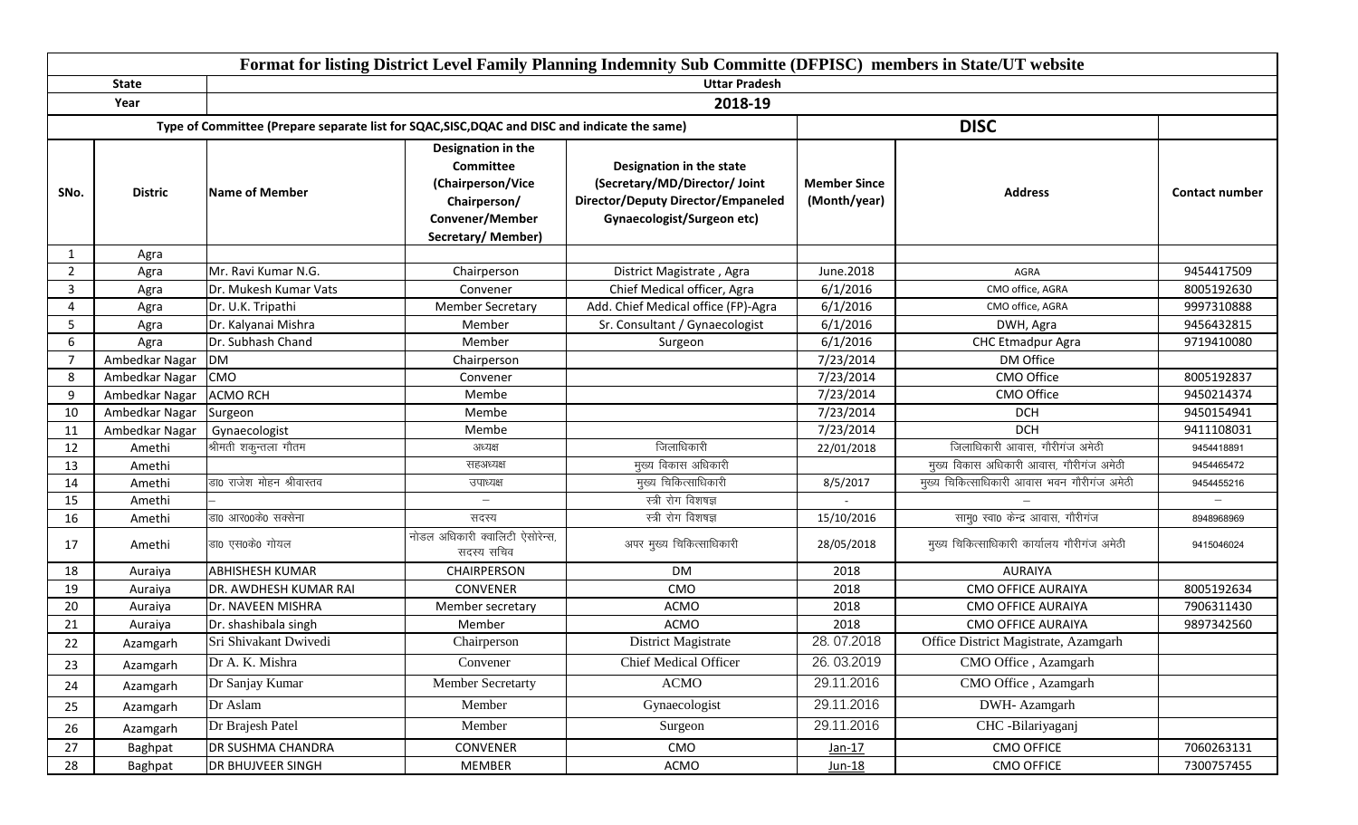# Format for listing District Level Family Planning Indemnity Sub Committe (DFPISC) members in State/UT website

| State | Uttar Pradesh | | | | | | |
|---|---|---|---|---|---|---|---|
| Year | 2018-19 | | | | | | |
| Type of Committee (Prepare separate list for SQAC,SISC,DQAC and DISC and indicate the same) | | | | | DISC | | |
| SNo. | Distric | Name of Member | Designation in the Committee (Chairperson/Vice Chairperson/ Convener/Member Secretary/ Member) | Designation in the state (Secretary/MD/Director/ Joint Director/Deputy Director/Empaneled Gynaecologist/Surgeon etc) | Member Since (Month/year) | Address | Contact number |
| 1 | Agra | | | | | | |
| 2 | Agra | Mr. Ravi Kumar N.G. | Chairperson | District Magistrate , Agra | June.2018 | AGRA | 9454417509 |
| 3 | Agra | Dr. Mukesh Kumar Vats | Convener | Chief Medical officer, Agra | 6/1/2016 | CMO office, AGRA | 8005192630 |
| 4 | Agra | Dr. U.K. Tripathi | Member Secretary | Add. Chief Medical office (FP)-Agra | 6/1/2016 | CMO office, AGRA | 9997310888 |
| 5 | Agra | Dr. Kalyanai Mishra | Member | Sr. Consultant / Gynaecologist | 6/1/2016 | DWH, Agra | 9456432815 |
| 6 | Agra | Dr. Subhash Chand | Member | Surgeon | 6/1/2016 | CHC Etmadpur Agra | 9719410080 |
| 7 | Ambedkar Nagar | DM | Chairperson | | 7/23/2014 | DM Office | |
| 8 | Ambedkar Nagar | CMO | Convener | | 7/23/2014 | CMO Office | 8005192837 |
| 9 | Ambedkar Nagar | ACMO RCH | Membe | | 7/23/2014 | CMO Office | 9450214374 |
| 10 | Ambedkar Nagar | Surgeon | Membe | | 7/23/2014 | DCH | 9450154941 |
| 11 | Ambedkar Nagar | Gynaecologist | Membe | | 7/23/2014 | DCH | 9411108031 |
| 12 | Amethi | श्रीमती शकुन्तला गौतम | अध्यक्ष | जिलाधिकारी | 22/01/2018 | जिलाधिकारी आवास, गौरीगंज अमेठी | 9454418891 |
| 13 | Amethi | | सहअध्यक्ष | मुख्य विकास अधिकारी | | मुख्य विकास अधिकारी आवास, गौरीगंज अमेठी | 9454465472 |
| 14 | Amethi | डा0 राजेश मोहन श्रीवास्तव | उपाध्यक्ष | मुख्य चिकित्साधिकारी | 8/5/2017 | मुख्य चिकित्साधिकारी आवास भवन गौरीगंज अमेठी | 9454455216 |
| 15 | Amethi | – | – | स्त्री रोग विशषज्ञ | - | – | – |
| 16 | Amethi | डा0 आर00के0 सक्सेना | सदस्य | स्त्री रोग विशषज्ञ | 15/10/2016 | सामु0 स्वा0 केन्द्र आवास, गौरीगंज | 8948968969 |
| 17 | Amethi | डा0 एस0के0 गोयल | नोडल अधिकारी क्वालिटी ऐसोरेन्स, सदस्य सचिव | अपर मुख्य चिकित्साधिकारी | 28/05/2018 | मुख्य चिकित्साधिकारी कार्यालय गौरीगंज अमेठी | 9415046024 |
| 18 | Auraiya | ABHISHESH KUMAR | CHAIRPERSON | DM | 2018 | AURAIYA | |
| 19 | Auraiya | DR. AWDHESH KUMAR RAI | CONVENER | CMO | 2018 | CMO OFFICE AURAIYA | 8005192634 |
| 20 | Auraiya | Dr. NAVEEN MISHRA | Member secretary | ACMO | 2018 | CMO OFFICE AURAIYA | 7906311430 |
| 21 | Auraiya | Dr. shashibala singh | Member | ACMO | 2018 | CMO OFFICE AURAIYA | 9897342560 |
| 22 | Azamgarh | Sri Shivakant Dwivedi | Chairperson | District Magistrate | 28. 07.2018 | Office District Magistrate, Azamgarh | |
| 23 | Azamgarh | Dr A. K. Mishra | Convener | Chief Medical Officer | 26. 03.2019 | CMO Office , Azamgarh | |
| 24 | Azamgarh | Dr Sanjay Kumar | Member Secretarty | ACMO | 29.11.2016 | CMO Office , Azamgarh | |
| 25 | Azamgarh | Dr Aslam | Member | Gynaecologist | 29.11.2016 | DWH- Azamgarh | |
| 26 | Azamgarh | Dr Brajesh Patel | Member | Surgeon | 29.11.2016 | CHC -Bilariyaganj | |
| 27 | Baghpat | DR SUSHMA CHANDRA | CONVENER | CMO | Jan-17 | CMO OFFICE | 7060263131 |
| 28 | Baghpat | DR BHUJVEER SINGH | MEMBER | ACMO | Jun-18 | CMO OFFICE | 7300757455 |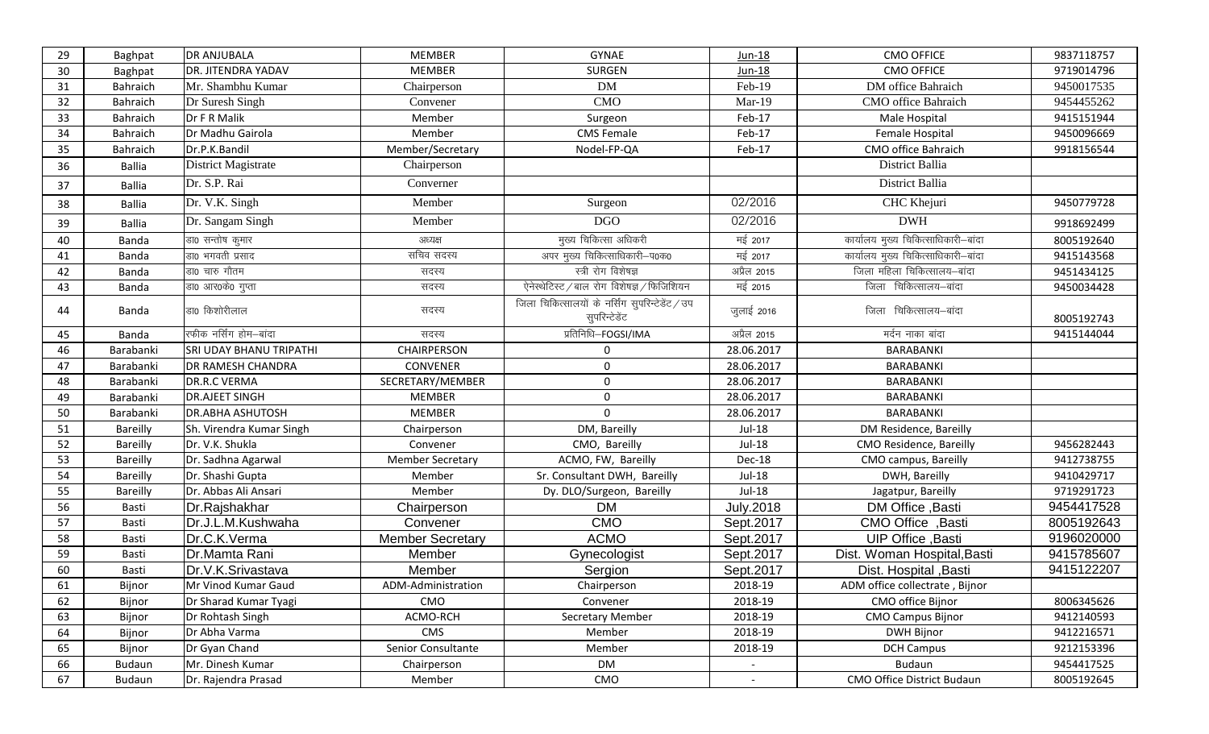| 29 | Baghpat | DR ANJUBALA | MEMBER | GYNAE | Jun-18 | CMO OFFICE | 9837118757 |
|---|---|---|---|---|---|---|---|
| 30 | Baghpat | DR. JITENDRA YADAV | MEMBER | SURGEN | Jun-18 | CMO OFFICE | 9719014796 |
| 31 | Bahraich | Mr. Shambhu Kumar | Chairperson | DM | Feb-19 | DM office Bahraich | 9450017535 |
| 32 | Bahraich | Dr Suresh Singh | Convener | CMO | Mar-19 | CMO office Bahraich | 9454455262 |
| 33 | Bahraich | Dr F R Malik | Member | Surgeon | Feb-17 | Male Hospital | 9415151944 |
| 34 | Bahraich | Dr Madhu Gairola | Member | CMS Female | Feb-17 | Female Hospital | 9450096669 |
| 35 | Bahraich | Dr.P.K.Bandil | Member/Secretary | Nodel-FP-QA | Feb-17 | CMO office Bahraich | 9918156544 |
| 36 | Ballia | District Magistrate | Chairperson | | | District Ballia | |
| 37 | Ballia | Dr. S.P. Rai | Converner | | | District Ballia | |
| 38 | Ballia | Dr. V.K. Singh | Member | Surgeon | 02/2016 | CHC Khejuri | 9450779728 |
| 39 | Ballia | Dr. Sangam Singh | Member | DGO | 02/2016 | DWH | 9918692499 |
| 40 | Banda | डा0 सन्तोष कुमार | अध्यक्ष | मुख्य चिकित्सा अधिकरी | मई 2017 | कार्यालय मुख्य चिकित्साधिकारी–बांदा | 8005192640 |
| 41 | Banda | डा0 भगवती प्रसाद | सचिव सदस्य | अपर मुख्य चिकित्साधिकारी–प0क0 | मई 2017 | कार्यालय मुख्य चिकित्साधिकारी–बांदा | 9415143568 |
| 42 | Banda | डा0 चारु गौतम | सदस्य | स्त्री रोग विशेषज्ञ | अप्रैल 2015 | जिला महिला चिकित्सालय–बांदा | 9451434125 |
| 43 | Banda | डा0 आर0के0 गुप्ता | सदस्य | ऐनेस्थेटिस्ट/बाल रोग विशेषज्ञ/फिजिशियन | मई 2015 | जिला चिकित्सालय–बांदा | 9450034428 |
| 44 | Banda | डा0 किशोरीलाल | सदस्य | जिला चिकित्सालयों के नर्सिंग सुपरिन्टेडेंट/उप सुपरिन्टेडेंट | जुलाई 2016 | जिला चिकित्सालय–बांदा | 8005192743 |
| 45 | Banda | रफीक नर्सिंग होम–बांदा | सदस्य | प्रतिनिधि–FOGSI/IMA | अप्रैल 2015 | मर्दन नाका बांदा | 9415144044 |
| 46 | Barabanki | SRI UDAY BHANU TRIPATHI | CHAIRPERSON | 0 | 28.06.2017 | BARABANKI | |
| 47 | Barabanki | DR RAMESH CHANDRA | CONVENER | 0 | 28.06.2017 | BARABANKI | |
| 48 | Barabanki | DR.R.C VERMA | SECRETARY/MEMBER | 0 | 28.06.2017 | BARABANKI | |
| 49 | Barabanki | DR.AJEET SINGH | MEMBER | 0 | 28.06.2017 | BARABANKI | |
| 50 | Barabanki | DR.ABHA ASHUTOSH | MEMBER | 0 | 28.06.2017 | BARABANKI | |
| 51 | Bareilly | Sh. Virendra Kumar Singh | Chairperson | DM, Bareilly | Jul-18 | DM Residence, Bareilly | |
| 52 | Bareilly | Dr. V.K. Shukla | Convener | CMO, Bareilly | Jul-18 | CMO Residence, Bareilly | 9456282443 |
| 53 | Bareilly | Dr. Sadhna Agarwal | Member Secretary | ACMO, FW, Bareilly | Dec-18 | CMO campus, Bareilly | 9412738755 |
| 54 | Bareilly | Dr. Shashi Gupta | Member | Sr. Consultant DWH, Bareilly | Jul-18 | DWH, Bareilly | 9410429717 |
| 55 | Bareilly | Dr. Abbas Ali Ansari | Member | Dy. DLO/Surgeon, Bareilly | Jul-18 | Jagatpur, Bareilly | 9719291723 |
| 56 | Basti | Dr.Rajshakhar | Chairperson | DM | July.2018 | DM Office ,Basti | 9454417528 |
| 57 | Basti | Dr.J.L.M.Kushwaha | Convener | CMO | Sept.2017 | CMO Office ,Basti | 8005192643 |
| 58 | Basti | Dr.C.K.Verma | Member Secretary | ACMO | Sept.2017 | UIP Office ,Basti | 9196020000 |
| 59 | Basti | Dr.Mamta Rani | Member | Gynecologist | Sept.2017 | Dist. Woman Hospital,Basti | 9415785607 |
| 60 | Basti | Dr.V.K.Srivastava | Member | Sergion | Sept.2017 | Dist. Hospital ,Basti | 9415122207 |
| 61 | Bijnor | Mr Vinod Kumar Gaud | ADM-Administration | Chairperson | 2018-19 | ADM office collectrate , Bijnor | |
| 62 | Bijnor | Dr Sharad Kumar Tyagi | CMO | Convener | 2018-19 | CMO office Bijnor | 8006345626 |
| 63 | Bijnor | Dr Rohtash Singh | ACMO-RCH | Secretary Member | 2018-19 | CMO Campus Bijnor | 9412140593 |
| 64 | Bijnor | Dr Abha Varma | CMS | Member | 2018-19 | DWH Bijnor | 9412216571 |
| 65 | Bijnor | Dr Gyan Chand | Senior Consultante | Member | 2018-19 | DCH Campus | 9212153396 |
| 66 | Budaun | Mr. Dinesh Kumar | Chairperson | DM | - | Budaun | 9454417525 |
| 67 | Budaun | Dr. Rajendra Prasad | Member | CMO | - | CMO Office District Budaun | 8005192645 |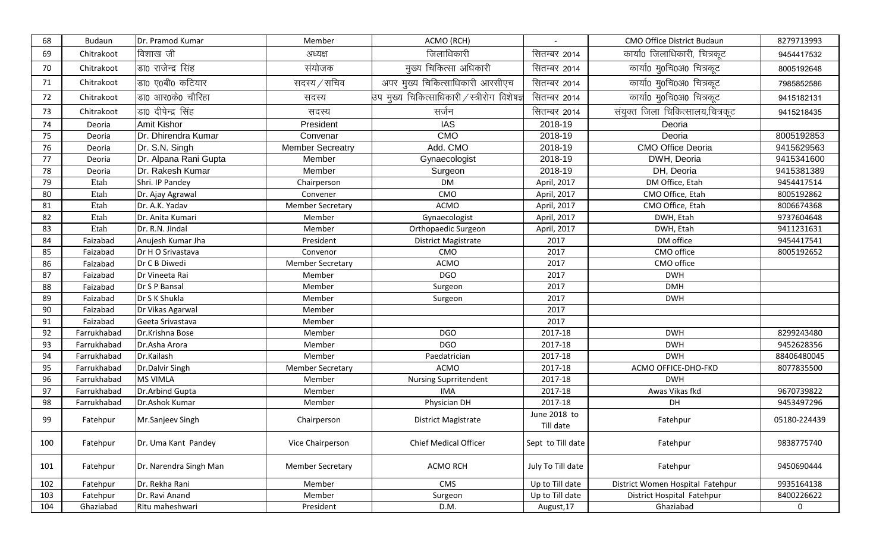| 68 | Budaun | Dr. Pramod Kumar | Member | ACMO (RCH) | - | CMO Office District Budaun | 8279713993 |
|---|---|---|---|---|---|---|---|
| 69 | Chitrakoot | विशाख जी | अध्यक्ष | जिलाधिकारी | सितम्बर 2014 | कार्या0 जिलाधिकारी, चित्रकूट | 9454417532 |
| 70 | Chitrakoot | डा0 राजेन्द्र सिंह | संयोजक | मुख्य चिकित्सा अधिकारी | सितम्बर 2014 | कार्या0 मु0चि0अ0 चित्रकूट | 8005192648 |
| 71 | Chitrakoot | डा0 ए0बी0 कटियार | सदस्य / सचिव | अपर मुख्य चिकित्साधिकारी आरसीएच | सितम्बर 2014 | कार्या0 मु0चि0अ0 चित्रकूट | 7985852586 |
| 72 | Chitrakoot | डा0 आर0के0 चौरिहा | सदस्य | उप मुख्य चिकित्साधिकारी / स्त्रीरोग विशेषज्ञ | सितम्बर 2014 | कार्या0 मु0चि0अ0 चित्रकूट | 9415182131 |
| 73 | Chitrakoot | डा0 दीपेन्द्र सिंह | सदस्य | सर्जन | सितम्बर 2014 | संयुक्त जिला चिकित्सालय,चित्रकूट | 9415218435 |
| 74 | Deoria | Amit Kishor | President | IAS | 2018-19 | Deoria | |
| 75 | Deoria | Dr. Dhirendra Kumar | Convenar | CMO | 2018-19 | Deoria | 8005192853 |
| 76 | Deoria | Dr. S.N. Singh | Member Secreatry | Add. CMO | 2018-19 | CMO Office Deoria | 9415629563 |
| 77 | Deoria | Dr. Alpana Rani Gupta | Member | Gynaecologist | 2018-19 | DWH, Deoria | 9415341600 |
| 78 | Deoria | Dr. Rakesh Kumar | Member | Surgeon | 2018-19 | DH, Deoria | 9415381389 |
| 79 | Etah | Shri. IP Pandey | Chairperson | DM | April, 2017 | DM Office, Etah | 9454417514 |
| 80 | Etah | Dr. Ajay Agrawal | Convener | CMO | April, 2017 | CMO Office, Etah | 8005192862 |
| 81 | Etah | Dr. A.K. Yadav | Member Secretary | ACMO | April, 2017 | CMO Office, Etah | 8006674368 |
| 82 | Etah | Dr. Anita Kumari | Member | Gynaecologist | April, 2017 | DWH, Etah | 9737604648 |
| 83 | Etah | Dr. R.N. Jindal | Member | Orthopaedic Surgeon | April, 2017 | DWH, Etah | 9411231631 |
| 84 | Faizabad | Anujesh Kumar Jha | President | District Magistrate | 2017 | DM office | 9454417541 |
| 85 | Faizabad | Dr H O Srivastava | Convenor | CMO | 2017 | CMO office | 8005192652 |
| 86 | Faizabad | Dr C B Diwedi | Member Secretary | ACMO | 2017 | CMO office | |
| 87 | Faizabad | Dr Vineeta Rai | Member | DGO | 2017 | DWH | |
| 88 | Faizabad | Dr S P Bansal | Member | Surgeon | 2017 | DMH | |
| 89 | Faizabad | Dr S K Shukla | Member | Surgeon | 2017 | DWH | |
| 90 | Faizabad | Dr Vikas Agarwal | Member | | 2017 | | |
| 91 | Faizabad | Geeta Srivastava | Member | | 2017 | | |
| 92 | Farrukhabad | Dr.Krishna Bose | Member | DGO | 2017-18 | DWH | 8299243480 |
| 93 | Farrukhabad | Dr.Asha Arora | Member | DGO | 2017-18 | DWH | 9452628356 |
| 94 | Farrukhabad | Dr.Kailash | Member | Paedatrician | 2017-18 | DWH | 88406480045 |
| 95 | Farrukhabad | Dr.Dalvir Singh | Member Secretary | ACMO | 2017-18 | ACMO OFFICE-DHO-FKD | 8077835500 |
| 96 | Farrukhabad | MS VIMLA | Member | Nursing Suprritendent | 2017-18 | DWH | |
| 97 | Farrukhabad | Dr.Arbind Gupta | Member | IMA | 2017-18 | Awas Vikas fkd | 9670739822 |
| 98 | Farrukhabad | Dr.Ashok Kumar | Member | Physician DH | 2017-18 | DH | 9453497296 |
| 99 | Fatehpur | Mr.Sanjeev Singh | Chairperson | District Magistrate | June 2018 to Till date | Fatehpur | 05180-224439 |
| 100 | Fatehpur | Dr. Uma Kant Pandey | Vice Chairperson | Chief Medical Officer | Sept to Till date | Fatehpur | 9838775740 |
| 101 | Fatehpur | Dr. Narendra Singh Man | Member Secretary | ACMO RCH | July To Till date | Fatehpur | 9450690444 |
| 102 | Fatehpur | Dr. Rekha Rani | Member | CMS | Up to Till date | District Women Hospital Fatehpur | 9935164138 |
| 103 | Fatehpur | Dr. Ravi Anand | Member | Surgeon | Up to Till date | District Hospital Fatehpur | 8400226622 |
| 104 | Ghaziabad | Ritu maheshwari | President | D.M. | August,17 | Ghaziabad | 0 |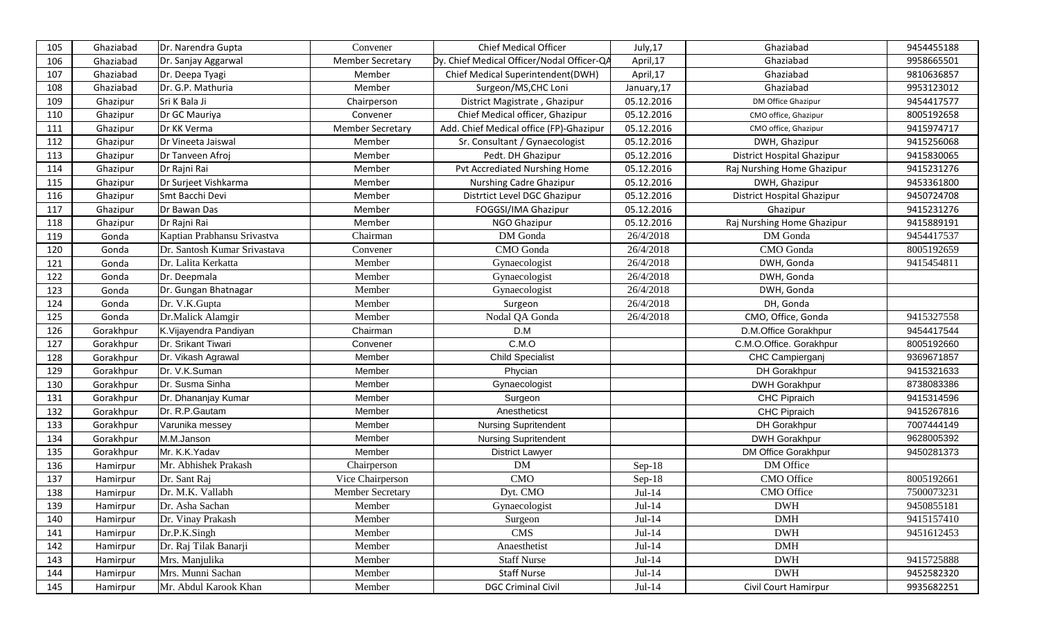| 105 | Ghaziabad | Dr. Narendra Gupta | Convener | Chief Medical Officer | July,17 | Ghaziabad | 9454455188 |
|---|---|---|---|---|---|---|---|
| 106 | Ghaziabad | Dr. Sanjay Aggarwal | Member Secretary | Dy. Chief Medical Officer/Nodal Officer-QA | April,17 | Ghaziabad | 9958665501 |
| 107 | Ghaziabad | Dr. Deepa Tyagi | Member | Chief Medical Superintendent(DWH) | April,17 | Ghaziabad | 9810636857 |
| 108 | Ghaziabad | Dr. G.P. Mathuria | Member | Surgeon/MS,CHC Loni | January,17 | Ghaziabad | 9953123012 |
| 109 | Ghazipur | Sri K Bala Ji | Chairperson | District Magistrate , Ghazipur | 05.12.2016 | DM Office Ghazipur | 9454417577 |
| 110 | Ghazipur | Dr GC Mauriya | Convener | Chief Medical officer, Ghazipur | 05.12.2016 | CMO office, Ghazipur | 8005192658 |
| 111 | Ghazipur | Dr KK Verma | Member Secretary | Add. Chief Medical office (FP)-Ghazipur | 05.12.2016 | CMO office, Ghazipur | 9415974717 |
| 112 | Ghazipur | Dr Vineeta Jaiswal | Member | Sr. Consultant / Gynaecologist | 05.12.2016 | DWH, Ghazipur | 9415256068 |
| 113 | Ghazipur | Dr Tanveen Afroj | Member | Pedt. DH Ghazipur | 05.12.2016 | District Hospital Ghazipur | 9415830065 |
| 114 | Ghazipur | Dr Rajni Rai | Member | Pvt Accrediated Nurshing Home | 05.12.2016 | Raj Nurshing Home Ghazipur | 9415231276 |
| 115 | Ghazipur | Dr Surjeet Vishkarma | Member | Nurshing Cadre Ghazipur | 05.12.2016 | DWH, Ghazipur | 9453361800 |
| 116 | Ghazipur | Smt Bacchi Devi | Member | Distrtict Level DGC Ghazipur | 05.12.2016 | District Hospital Ghazipur | 9450724708 |
| 117 | Ghazipur | Dr Bawan Das | Member | FOGGSI/IMA Ghazipur | 05.12.2016 | Ghazipur | 9415231276 |
| 118 | Ghazipur | Dr Rajni Rai | Member | NGO Ghazipur | 05.12.2016 | Raj Nurshing Home Ghazipur | 9415889191 |
| 119 | Gonda | Kaptian Prabhansu Srivastva | Chairman | DM Gonda | 26/4/2018 | DM Gonda | 9454417537 |
| 120 | Gonda | Dr. Santosh Kumar Srivastava | Convener | CMO Gonda | 26/4/2018 | CMO Gonda | 8005192659 |
| 121 | Gonda | Dr. Lalita Kerkatta | Member | Gynaecologist | 26/4/2018 | DWH, Gonda | 9415454811 |
| 122 | Gonda | Dr. Deepmala | Member | Gynaecologist | 26/4/2018 | DWH, Gonda | |
| 123 | Gonda | Dr. Gungan Bhatnagar | Member | Gynaecologist | 26/4/2018 | DWH, Gonda | |
| 124 | Gonda | Dr. V.K.Gupta | Member | Surgeon | 26/4/2018 | DH, Gonda | |
| 125 | Gonda | Dr.Malick Alamgir | Member | Nodal QA Gonda | 26/4/2018 | CMO, Office, Gonda | 9415327558 |
| 126 | Gorakhpur | K.Vijayendra Pandiyan | Chairman | D.M | | D.M.Office Gorakhpur | 9454417544 |
| 127 | Gorakhpur | Dr. Srikant Tiwari | Convener | C.M.O | | C.M.O.Office. Gorakhpur | 8005192660 |
| 128 | Gorakhpur | Dr. Vikash Agrawal | Member | Child Specialist | | CHC Campierganj | 9369671857 |
| 129 | Gorakhpur | Dr. V.K.Suman | Member | Phycian | | DH Gorakhpur | 9415321633 |
| 130 | Gorakhpur | Dr. Susma Sinha | Member | Gynaecologist | | DWH Gorakhpur | 8738083386 |
| 131 | Gorakhpur | Dr. Dhananjay Kumar | Member | Surgeon | | CHC Pipraich | 9415314596 |
| 132 | Gorakhpur | Dr. R.P.Gautam | Member | Anestheticst | | CHC Pipraich | 9415267816 |
| 133 | Gorakhpur | Varunika messey | Member | Nursing Supritendent | | DH Gorakhpur | 7007444149 |
| 134 | Gorakhpur | M.M.Janson | Member | Nursing Supritendent | | DWH Gorakhpur | 9628005392 |
| 135 | Gorakhpur | Mr. K.K.Yadav | Member | District Lawyer | | DM Office Gorakhpur | 9450281373 |
| 136 | Hamirpur | Mr. Abhishek Prakash | Chairperson | DM | Sep-18 | DM Office | |
| 137 | Hamirpur | Dr. Sant Raj | Vice Chairperson | CMO | Sep-18 | CMO Office | 8005192661 |
| 138 | Hamirpur | Dr. M.K. Vallabh | Member Secretary | Dyt. CMO | Jul-14 | CMO Office | 7500073231 |
| 139 | Hamirpur | Dr. Asha Sachan | Member | Gynaecologist | Jul-14 | DWH | 9450855181 |
| 140 | Hamirpur | Dr. Vinay Prakash | Member | Surgeon | Jul-14 | DMH | 9415157410 |
| 141 | Hamirpur | Dr.P.K.Singh | Member | CMS | Jul-14 | DWH | 9451612453 |
| 142 | Hamirpur | Dr. Raj Tilak Banarji | Member | Anaesthetist | Jul-14 | DMH | |
| 143 | Hamirpur | Mrs. Manjulika | Member | Staff Nurse | Jul-14 | DWH | 9415725888 |
| 144 | Hamirpur | Mrs. Munni Sachan | Member | Staff Nurse | Jul-14 | DWH | 9452582320 |
| 145 | Hamirpur | Mr. Abdul Karook Khan | Member | DGC Criminal Civil | Jul-14 | Civil Court Hamirpur | 9935682251 |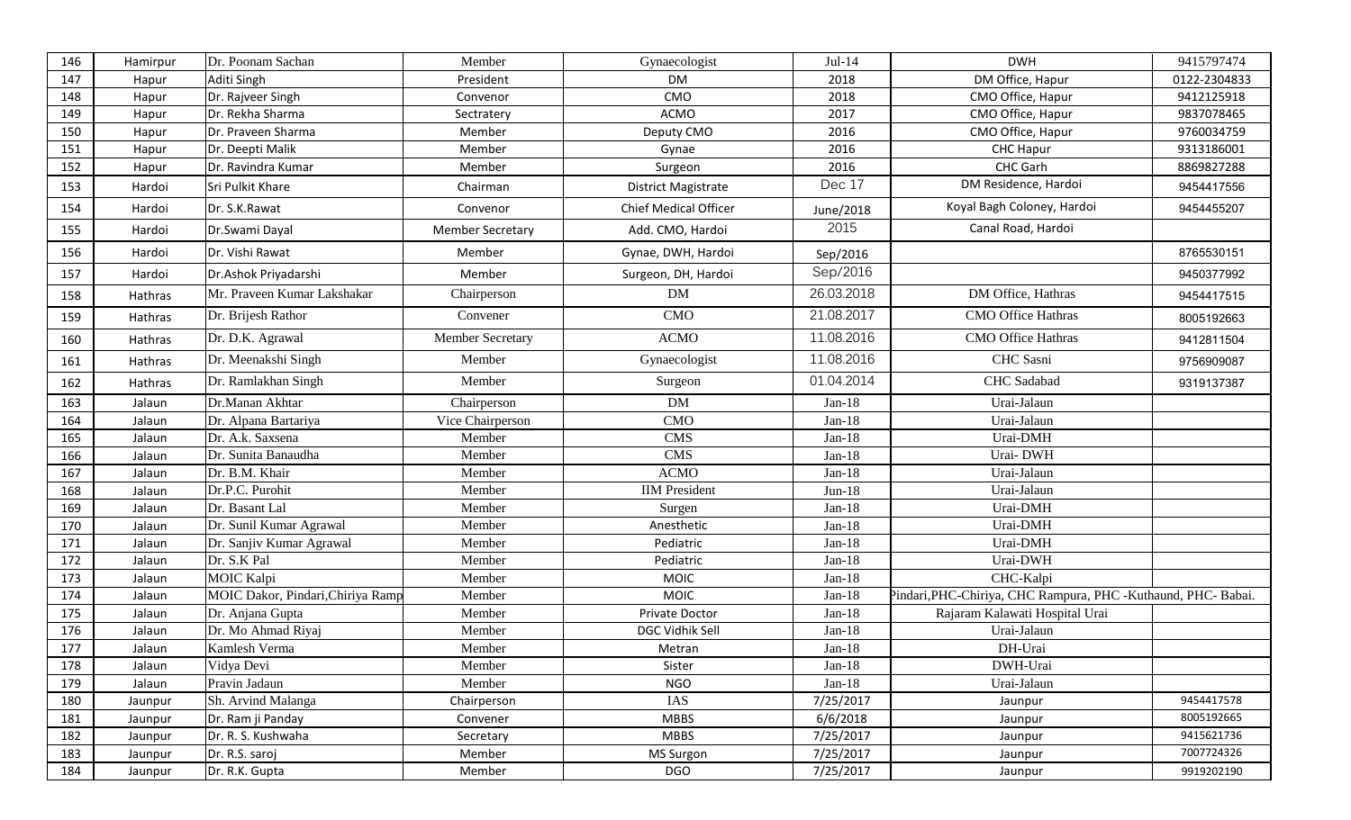| 146 | Hamirpur | Dr. Poonam Sachan | Member | Gynaecologist | Jul-14 | DWH | 9415797474 |
|---|---|---|---|---|---|---|---|
| 147 | Hapur | Aditi Singh | President | DM | 2018 | DM Office, Hapur | 0122-2304833 |
| 148 | Hapur | Dr. Rajveer Singh | Convenor | CMO | 2018 | CMO Office, Hapur | 9412125918 |
| 149 | Hapur | Dr. Rekha Sharma | Sectratery | ACMO | 2017 | CMO Office, Hapur | 9837078465 |
| 150 | Hapur | Dr. Praveen Sharma | Member | Deputy CMO | 2016 | CMO Office, Hapur | 9760034759 |
| 151 | Hapur | Dr. Deepti Malik | Member | Gynae | 2016 | CHC Hapur | 9313186001 |
| 152 | Hapur | Dr. Ravindra Kumar | Member | Surgeon | 2016 | CHC Garh | 8869827288 |
| 153 | Hardoi | Sri Pulkit Khare | Chairman | District Magistrate | Dec 17 | DM Residence, Hardoi | 9454417556 |
| 154 | Hardoi | Dr. S.K.Rawat | Convenor | Chief Medical Officer | June/2018 | Koyal Bagh Coloney, Hardoi | 9454455207 |
| 155 | Hardoi | Dr.Swami Dayal | Member Secretary | Add. CMO, Hardoi | 2015 | Canal Road, Hardoi | |
| 156 | Hardoi | Dr. Vishi Rawat | Member | Gynae, DWH, Hardoi | Sep/2016 | | 8765530151 |
| 157 | Hardoi | Dr.Ashok Priyadarshi | Member | Surgeon, DH, Hardoi | Sep/2016 | | 9450377992 |
| 158 | Hathras | Mr. Praveen Kumar Lakshakar | Chairperson | DM | 26.03.2018 | DM Office, Hathras | 9454417515 |
| 159 | Hathras | Dr. Brijesh Rathor | Convener | CMO | 21.08.2017 | CMO Office Hathras | 8005192663 |
| 160 | Hathras | Dr. D.K. Agrawal | Member Secretary | ACMO | 11.08.2016 | CMO Office Hathras | 9412811504 |
| 161 | Hathras | Dr. Meenakshi Singh | Member | Gynaecologist | 11.08.2016 | CHC Sasni | 9756909087 |
| 162 | Hathras | Dr. Ramlakhan Singh | Member | Surgeon | 01.04.2014 | CHC Sadabad | 9319137387 |
| 163 | Jalaun | Dr.Manan Akhtar | Chairperson | DM | Jan-18 | Urai-Jalaun | |
| 164 | Jalaun | Dr. Alpana Bartariya | Vice Chairperson | CMO | Jan-18 | Urai-Jalaun | |
| 165 | Jalaun | Dr. A.k. Saxsena | Member | CMS | Jan-18 | Urai-DMH | |
| 166 | Jalaun | Dr. Sunita Banaudha | Member | CMS | Jan-18 | Urai- DWH | |
| 167 | Jalaun | Dr. B.M. Khair | Member | ACMO | Jan-18 | Urai-Jalaun | |
| 168 | Jalaun | Dr.P.C. Purohit | Member | IIM President | Jun-18 | Urai-Jalaun | |
| 169 | Jalaun | Dr. Basant Lal | Member | Surgen | Jan-18 | Urai-DMH | |
| 170 | Jalaun | Dr. Sunil Kumar Agrawal | Member | Anesthetic | Jan-18 | Urai-DMH | |
| 171 | Jalaun | Dr. Sanjiv Kumar Agrawal | Member | Pediatric | Jan-18 | Urai-DMH | |
| 172 | Jalaun | Dr. S.K Pal | Member | Pediatric | Jan-18 | Urai-DWH | |
| 173 | Jalaun | MOIC Kalpi | Member | MOIC | Jan-18 | CHC-Kalpi | |
| 174 | Jalaun | MOIC Dakor, Pindari,Chiriya Ramp | Member | MOIC | Jan-18 | Pindari,PHC-Chiriya, CHC Rampura, PHC -Kuthaund, PHC- Babai. | |
| 175 | Jalaun | Dr. Anjana Gupta | Member | Private Doctor | Jan-18 | Rajaram Kalawati Hospital Urai | |
| 176 | Jalaun | Dr. Mo Ahmad Riyaj | Member | DGC Vidhik Sell | Jan-18 | Urai-Jalaun | |
| 177 | Jalaun | Kamlesh Verma | Member | Metran | Jan-18 | DH-Urai | |
| 178 | Jalaun | Vidya Devi | Member | Sister | Jan-18 | DWH-Urai | |
| 179 | Jalaun | Pravin Jadaun | Member | NGO | Jan-18 | Urai-Jalaun | |
| 180 | Jaunpur | Sh. Arvind Malanga | Chairperson | IAS | 7/25/2017 | Jaunpur | 9454417578 |
| 181 | Jaunpur | Dr. Ram ji Panday | Convener | MBBS | 6/6/2018 | Jaunpur | 8005192665 |
| 182 | Jaunpur | Dr. R. S. Kushwaha | Secretary | MBBS | 7/25/2017 | Jaunpur | 9415621736 |
| 183 | Jaunpur | Dr. R.S. saroj | Member | MS Surgon | 7/25/2017 | Jaunpur | 7007724326 |
| 184 | Jaunpur | Dr. R.K. Gupta | Member | DGO | 7/25/2017 | Jaunpur | 9919202190 |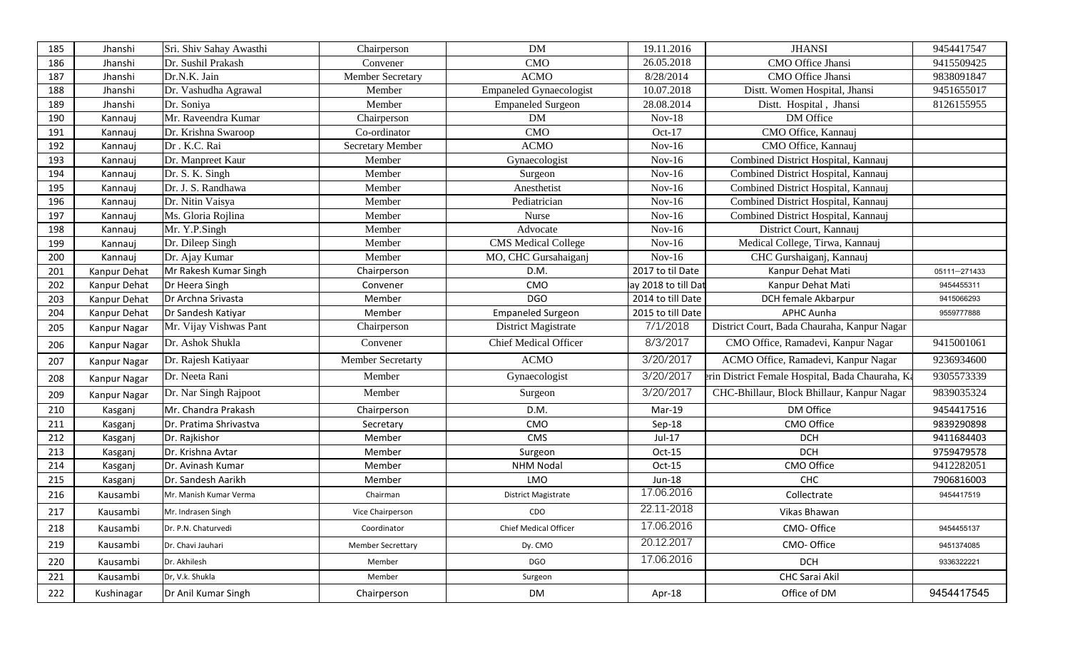| 185 | Jhanshi | Sri. Shiv Sahay Awasthi | Chairperson | DM | 19.11.2016 | JHANSI | 9454417547 |
|---|---|---|---|---|---|---|---|
| 186 | Jhanshi | Dr. Sushil Prakash | Convener | CMO | 26.05.2018 | CMO Office Jhansi | 9415509425 |
| 187 | Jhanshi | Dr.N.K. Jain | Member Secretary | ACMO | 8/28/2014 | CMO Office Jhansi | 9838091847 |
| 188 | Jhanshi | Dr. Vashudha Agrawal | Member | Empaneled Gynaecologist | 10.07.2018 | Distt. Women Hospital, Jhansi | 9451655017 |
| 189 | Jhanshi | Dr. Soniya | Member | Empaneled Surgeon | 28.08.2014 | Distt. Hospital , Jhansi | 8126155955 |
| 190 | Kannauj | Mr. Raveendra Kumar | Chairperson | DM | Nov-18 | DM Office | |
| 191 | Kannauj | Dr. Krishna Swaroop | Co-ordinator | CMO | Oct-17 | CMO Office, Kannauj | |
| 192 | Kannauj | Dr . K.C. Rai | Secretary Member | ACMO | Nov-16 | CMO Office, Kannauj | |
| 193 | Kannauj | Dr. Manpreet Kaur | Member | Gynaecologist | Nov-16 | Combined District Hospital, Kannauj | |
| 194 | Kannauj | Dr. S. K. Singh | Member | Surgeon | Nov-16 | Combined District Hospital, Kannauj | |
| 195 | Kannauj | Dr. J. S. Randhawa | Member | Anesthetist | Nov-16 | Combined District Hospital, Kannauj | |
| 196 | Kannauj | Dr. Nitin Vaisya | Member | Pediatrician | Nov-16 | Combined District Hospital, Kannauj | |
| 197 | Kannauj | Ms. Gloria Rojlina | Member | Nurse | Nov-16 | Combined District Hospital, Kannauj | |
| 198 | Kannauj | Mr. Y.P.Singh | Member | Advocate | Nov-16 | District Court, Kannauj | |
| 199 | Kannauj | Dr. Dileep Singh | Member | CMS Medical College | Nov-16 | Medical College, Tirwa, Kannauj | |
| 200 | Kannauj | Dr. Ajay Kumar | Member | MO, CHC Gursahaiganj | Nov-16 | CHC Gurshaiganj, Kannauj | |
| 201 | Kanpur Dehat | Mr Rakesh Kumar Singh | Chairperson | D.M. | 2017 to til Date | Kanpur Dehat Mati | 05111—271433 |
| 202 | Kanpur Dehat | Dr Heera Singh | Convener | CMO | ay 2018 to till Dat | Kanpur Dehat Mati | 9454455311 |
| 203 | Kanpur Dehat | Dr Archna Srivasta | Member | DGO | 2014 to till Date | DCH female Akbarpur | 9415066293 |
| 204 | Kanpur Dehat | Dr Sandesh Katiyar | Member | Empaneled Surgeon | 2015 to till Date | APHC Aunha | 9559777888 |
| 205 | Kanpur Nagar | Mr. Vijay Vishwas Pant | Chairperson | District Magistrate | 7/1/2018 | District Court, Bada Chauraha, Kanpur Nagar | |
| 206 | Kanpur Nagar | Dr. Ashok Shukla | Convener | Chief Medical Officer | 8/3/2017 | CMO Office, Ramadevi, Kanpur Nagar | 9415001061 |
| 207 | Kanpur Nagar | Dr. Rajesh Katiyaar | Member Secretarty | ACMO | 3/20/2017 | ACMO Office, Ramadevi, Kanpur Nagar | 9236934600 |
| 208 | Kanpur Nagar | Dr. Neeta Rani | Member | Gynaecologist | 3/20/2017 | rin District Female Hospital, Bada Chauraha, Ka | 9305573339 |
| 209 | Kanpur Nagar | Dr. Nar Singh Rajpoot | Member | Surgeon | 3/20/2017 | CHC-Bhillaur, Block Bhillaur, Kanpur Nagar | 9839035324 |
| 210 | Kasganj | Mr. Chandra Prakash | Chairperson | D.M. | Mar-19 | DM Office | 9454417516 |
| 211 | Kasganj | Dr. Pratima Shrivastva | Secretary | CMO | Sep-18 | CMO Office | 9839290898 |
| 212 | Kasganj | Dr. Rajkishor | Member | CMS | Jul-17 | DCH | 9411684403 |
| 213 | Kasganj | Dr. Krishna Avtar | Member | Surgeon | Oct-15 | DCH | 9759479578 |
| 214 | Kasganj | Dr. Avinash Kumar | Member | NHM Nodal | Oct-15 | CMO Office | 9412282051 |
| 215 | Kasganj | Dr. Sandesh Aarikh | Member | LMO | Jun-18 | CHC | 7906816003 |
| 216 | Kausambi | Mr. Manish Kumar Verma | Chairman | District Magistrate | 17.06.2016 | Collectrate | 9454417519 |
| 217 | Kausambi | Mr. Indrasen Singh | Vice Chairperson | CDO | 22-11-2018 | Vikas Bhawan | |
| 218 | Kausambi | Dr. P.N. Chaturvedi | Coordinator | Chief Medical Officer | 17.06.2016 | CMO- Office | 9454455137 |
| 219 | Kausambi | Dr. Chavi Jauhari | Member Secrettary | Dy. CMO | 20.12.2017 | CMO- Office | 9451374085 |
| 220 | Kausambi | Dr. Akhilesh | Member | DGO | 17.06.2016 | DCH | 9336322221 |
| 221 | Kausambi | Dr, V.k. Shukla | Member | Surgeon | | CHC Sarai Akil | |
| 222 | Kushinagar | Dr Anil Kumar Singh | Chairperson | DM | Apr-18 | Office of DM | 9454417545 |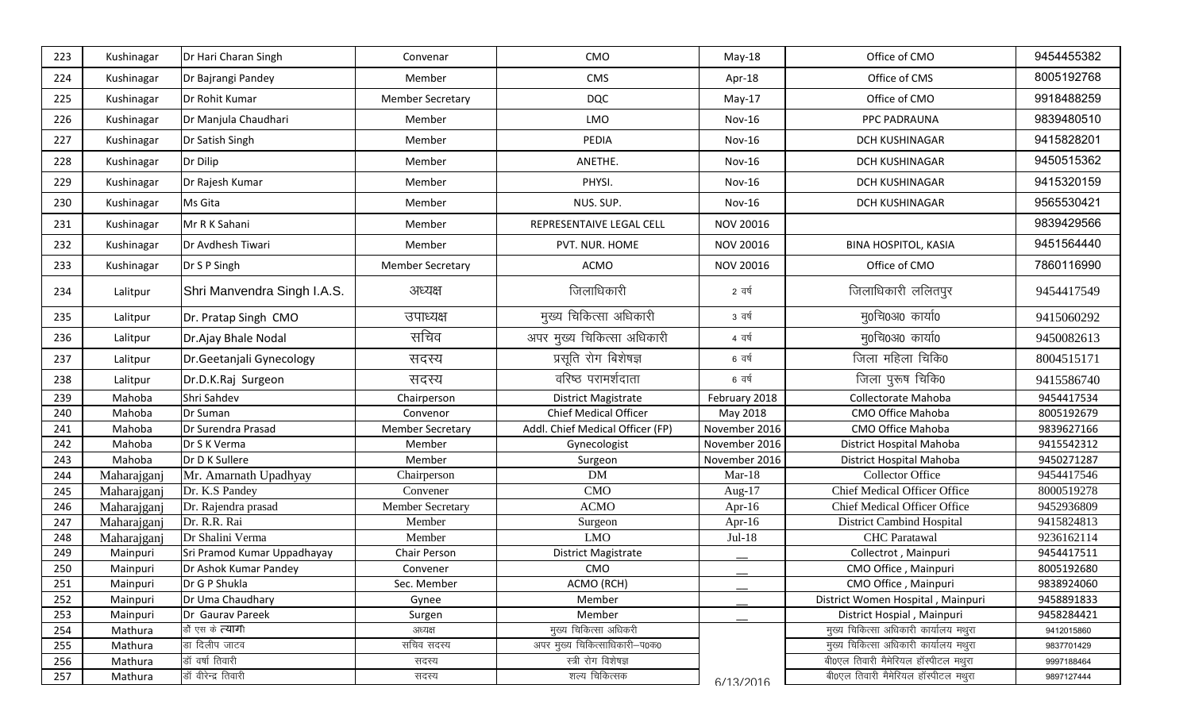| 223 | Kushinagar | Dr Hari Charan Singh | Convenar | CMO | May-18 | Office of CMO | 9454455382 |
|---|---|---|---|---|---|---|---|
| 224 | Kushinagar | Dr Bajrangi Pandey | Member | CMS | Apr-18 | Office of CMS | 8005192768 |
| 225 | Kushinagar | Dr Rohit Kumar | Member Secretary | DQC | May-17 | Office of CMO | 9918488259 |
| 226 | Kushinagar | Dr Manjula Chaudhari | Member | LMO | Nov-16 | PPC PADRAUNA | 9839480510 |
| 227 | Kushinagar | Dr Satish Singh | Member | PEDIA | Nov-16 | DCH KUSHINAGAR | 9415828201 |
| 228 | Kushinagar | Dr Dilip | Member | ANETHE. | Nov-16 | DCH KUSHINAGAR | 9450515362 |
| 229 | Kushinagar | Dr Rajesh Kumar | Member | PHYSI. | Nov-16 | DCH KUSHINAGAR | 9415320159 |
| 230 | Kushinagar | Ms Gita | Member | NUS. SUP. | Nov-16 | DCH KUSHINAGAR | 9565530421 |
| 231 | Kushinagar | Mr R K Sahani | Member | REPRESENTAIVE LEGAL CELL | NOV 20016 | | 9839429566 |
| 232 | Kushinagar | Dr Avdhesh Tiwari | Member | PVT. NUR. HOME | NOV 20016 | BINA HOSPITOL, KASIA | 9451564440 |
| 233 | Kushinagar | Dr S P Singh | Member Secretary | ACMO | NOV 20016 | Office of CMO | 7860116990 |
| 234 | Lalitpur | Shri Manvendra Singh I.A.S. | अध्यक्ष | जिलाधिकारी | 2 वर्ष | जिलाधिकारी ललितपुर | 9454417549 |
| 235 | Lalitpur | Dr. Pratap Singh CMO | उपाध्यक्ष | मुख्य चिकित्सा अधिकारी | 3 वर्ष | मु0चि0अ0 कार्या0 | 9415060292 |
| 236 | Lalitpur | Dr.Ajay Bhale Nodal | सचिव | अपर मुख्य चिकित्सा अधिकारी | 4 वर्ष | मु0चि0अ0 कार्या0 | 9450082613 |
| 237 | Lalitpur | Dr.Geetanjali Gynecology | सदस्य | प्रसूति रोग बिशेषज्ञ | 6 वर्ष | जिला महिला चिकि0 | 8004515171 |
| 238 | Lalitpur | Dr.D.K.Raj Surgeon | सदस्य | वरिष्ठ परामर्शदाता | 6 वर्ष | जिला पुरूष चिकि0 | 9415586740 |
| 239 | Mahoba | Shri Sahdev | Chairperson | District Magistrate | February 2018 | Collectorate Mahoba | 9454417534 |
| 240 | Mahoba | Dr Suman | Convenor | Chief Medical Officer | May 2018 | CMO Office Mahoba | 8005192679 |
| 241 | Mahoba | Dr Surendra Prasad | Member Secretary | Addl. Chief Medical Officer (FP) | November 2016 | CMO Office Mahoba | 9839627166 |
| 242 | Mahoba | Dr S K Verma | Member | Gynecologist | November 2016 | District Hospital Mahoba | 9415542312 |
| 243 | Mahoba | Dr D K Sullere | Member | Surgeon | November 2016 | District Hospital Mahoba | 9450271287 |
| 244 | Maharajganj | Mr. Amarnath Upadhyay | Chairperson | DM | Mar-18 | Collector Office | 9454417546 |
| 245 | Maharajganj | Dr. K.S Pandey | Convener | CMO | Aug-17 | Chief Medical Officer Office | 8000519278 |
| 246 | Maharajganj | Dr. Rajendra prasad | Member Secretary | ACMO | Apr-16 | Chief Medical Officer Office | 9452936809 |
| 247 | Maharajganj | Dr. R.R. Rai | Member | Surgeon | Apr-16 | District Cambind Hospital | 9415824813 |
| 248 | Maharajganj | Dr Shalini Verma | Member | LMO | Jul-18 | CHC Paratawal | 9236162114 |
| 249 | Mainpuri | Sri Pramod Kumar Uppadhayay | Chair Person | District Magistrate | __ | Collectrot , Mainpuri | 9454417511 |
| 250 | Mainpuri | Dr Ashok Kumar Pandey | Convener | CMO | __ | CMO Office , Mainpuri | 8005192680 |
| 251 | Mainpuri | Dr G P Shukla | Sec. Member | ACMO (RCH) | __ | CMO Office , Mainpuri | 9838924060 |
| 252 | Mainpuri | Dr Uma Chaudhary | Gynee | Member | __ | District Women Hospital , Mainpuri | 9458891833 |
| 253 | Mainpuri | Dr Gaurav Pareek | Surgen | Member | __ | District Hospial , Mainpuri | 9458284421 |
| 254 | Mathura | डॉ एस के त्यागी | अध्यक्ष | मुख्य चिकित्सा अधिकारी | 6/13/2016 | मुख्य चिकित्सा अधिकारी कार्यालय मथुरा | 9412015860 |
| 255 | Mathura | डा दिलीप जाटव | सचिव सदस्य | अपर मुख्य चिकित्साधिकारी–प0क0 | | मुख्य चिकित्सा अधिकारी कार्यालय मथुरा | 9837701429 |
| 256 | Mathura | डॉ वर्षा तिवारी | सदस्य | स्त्री रोग विशेषज्ञ | | बी0एल तिवारी मैमेरियल हॉस्पीटल मथुरा | 9997188464 |
| 257 | Mathura | डॉ वीरेन्द्र तिवारी | सदस्य | शल्य चिकित्सक | | बी0एल तिवारी मैमेरियल हॉस्पीटल मथुरा | 9897127444 |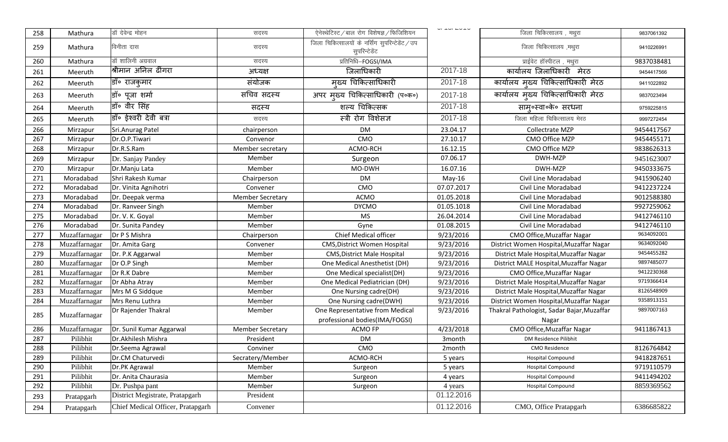| 258 | Mathura | डॉ देवेन्द्र मोहन | सदस्य | ऐनेस्थेटिस्ट / बाल रोग विशेषज्ञ / फिजिशियन | | जिला चिकित्सालय , मथुरा | 9837061392 |
|---|---|---|---|---|---|---|---|
| 259 | Mathura | विनीता दास | सदस्य | जिला चिकित्सालयो के नर्सिंग सुपरिन्टेडेंट / उप सुपरिन्टेडेंट | | जिला चिकित्सालय ,मथुरा | 9410226991 |
| 260 | Mathura | डॉ शालिनी अग्रवाल | सदस्य | प्रतिनिधि–FOGSI/IMA | | प्राईवेट हॉस्पीटल , मथुरा | 9837038481 |
| 261 | Meeruth | श्रीमान अनिल ढींगरा | अध्यक्ष | जिलाधिकारी | 2017-18 | कार्यालय जिलाधिकारी मेरठ | 9454417566 |
| 262 | Meeruth | डॉ० राजकुमार | संयोजक | मुख्य चिकित्साधिकारी | 2017-18 | कार्यालय मुख्य चिकित्साधिकारी मेरठ | 9411022892 |
| 263 | Meeruth | डॉ० पूजा शर्मा | सचिव सदस्य | अपर मुख्य चिकित्साधिकारी (प०क०) | 2017-18 | कार्यालय मुख्य चिकित्साधिकारी मेरठ | 9837023494 |
| 264 | Meeruth | डॉ० वीर सिंह | सदस्य | शल्य चिकित्सक | 2017-18 | सामु०स्वा०के० सरधना | 9759225815 |
| 265 | Meeruth | डॉ० ईश्वरी देवी बत्रा | सदस्य | स्त्री रोग विशेसज्ञ | 2017-18 | जिला महिला चिकित्सालय मेरठ | 9997272454 |
| 266 | Mirzapur | Sri.Anurag Patel | chairperson | DM | 23.04.17 | Collectrate MZP | 9454417567 |
| 267 | Mirzapur | Dr.O.P.Tiwari | Convenor | CMO | 27.10.17 | CMO Office MZP | 9454455171 |
| 268 | Mirzapur | Dr.R.S.Ram | Member secretary | ACMO-RCH | 16.12.15 | CMO Office MZP | 9838626313 |
| 269 | Mirzapur | Dr. Sanjay Pandey | Member | Surgeon | 07.06.17 | DWH-MZP | 9451623007 |
| 270 | Mirzapur | Dr.Manju Lata | Member | MO-DWH | 16.07.16 | DWH-MZP | 9450333675 |
| 271 | Moradabad | Shri Rakesh Kumar | Chairperson | DM | May-16 | Civil Line Moradabad | 9415906240 |
| 272 | Moradabad | Dr. Vinita Agnihotri | Convener | CMO | 07.07.2017 | Civil Line Moradabad | 9412237224 |
| 273 | Moradabad | Dr. Deepak verma | Member Secretary | ACMO | 01.05.2018 | Civil Line Moradabad | 9012588380 |
| 274 | Moradabad | Dr. Ranveer Singh | Member | DYCMO | 01.05.1018 | Civil Line Moradabad | 9927259062 |
| 275 | Moradabad | Dr. V. K. Goyal | Member | MS | 26.04.2014 | Civil Line Moradabad | 9412746110 |
| 276 | Moradabad | Dr. Sunita Pandey | Member | Gyne | 01.08.2015 | Civil Line Moradabad | 9412746110 |
| 277 | Muzaffarnagar | Dr P S Mishra | Chairperson | Chief Medical officer | 9/23/2016 | CMO Office,Muzaffar Nagar | 9634092001 |
| 278 | Muzaffarnagar | Dr. Amita Garg | Convener | CMS,District Women Hospital | 9/23/2016 | District Women Hospital,Muzaffar Nagar | 9634092040 |
| 279 | Muzaffarnagar | Dr. P.K Aggarwal | Member | CMS,District Male Hospital | 9/23/2016 | District Male Hospital,Muzaffar Nagar | 9454455282 |
| 280 | Muzaffarnagar | Dr O.P Singh | Member | One Medical Anesthetist (DH) | 9/23/2016 | District MALE Hospital,Muzaffar Nagar | 9897485077 |
| 281 | Muzaffarnagar | Dr R.K Dabre | Member | One Medical specialist(DH) | 9/23/2016 | CMO Office,Muzaffar Nagar | 9412230368 |
| 282 | Muzaffarnagar | Dr Abha Atray | Member | One Medical Pediatrician (DH) | 9/23/2016 | District Male Hospital,Muzaffar Nagar | 9719366414 |
| 283 | Muzaffarnagar | Mrs M G Siddque | Member | One Nursing cadre(DH) | 9/23/2016 | District Male Hospital,Muzaffar Nagar | 8126548909 |
| 284 | Muzaffarnagar | Mrs Renu Luthra | Member | One Nursing cadre(DWH) | 9/23/2016 | District Women Hospital,Muzaffar Nagar | 9358913151 |
| 285 | Muzaffarnagar | Dr Rajender Thakral | Member | One Representative from Medical professional bodies(IMA/FOGSI) | 9/23/2016 | Thakral Pathologist, Sadar Bajar,Muzaffar Nagar | 9897007163 |
| 286 | Muzaffarnagar | Dr. Sunil Kumar Aggarwal | Member Secretary | ACMO FP | 4/23/2018 | CMO Office,Muzaffar Nagar | 9411867413 |
| 287 | Pilibhit | Dr.Akhilesh Mishra | President | DM | 3month | DM Residence Pilibhit | |
| 288 | Pilibhit | Dr.Seema Agrawal | Conviner | CMO | 2month | CMO Residence | 8126764842 |
| 289 | Pilibhit | Dr.CM Chaturvedi | Secratery/Member | ACMO-RCH | 5 years | Hospital Compound | 9418287651 |
| 290 | Pilibhit | Dr.PK Agrawal | Member | Surgeon | 5 years | Hospital Compound | 9719110579 |
| 291 | Pilibhit | Dr. Anita Chaurasia | Member | Surgeon | 4 years | Hospital Compound | 9411494202 |
| 292 | Pilibhit | Dr. Pushpa pant | Member | Surgeon | 4 years | Hospital Compound | 8859369562 |
| 293 | Pratapgarh | District Megistrate, Pratapgarh | President | | 01.12.2016 | | |
| 294 | Pratapgarh | Chief Medical Officer, Pratapgarh | Convener | | 01.12.2016 | CMO, Office Pratapgarh | 6386685822 |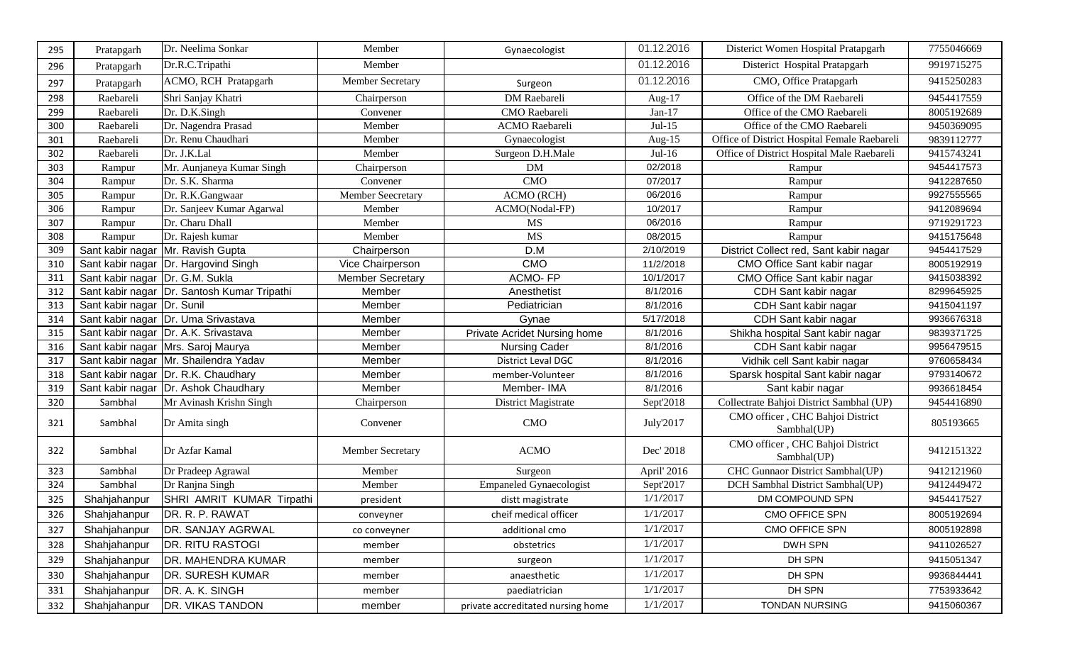| | | | | | | | |
|---|---|---|---|---|---|---|---|
| 295 | Pratapgarh | Dr. Neelima Sonkar | Member | Gynaecologist | 01.12.2016 | Disterict Women Hospital Pratapgarh | 7755046669 |
| 296 | Pratapgarh | Dr.R.C.Tripathi | Member | | 01.12.2016 | Disterict Hospital Pratapgarh | 9919715275 |
| 297 | Pratapgarh | ACMO, RCH Pratapgarh | Member Secretary | Surgeon | 01.12.2016 | CMO, Office Pratapgarh | 9415250283 |
| 298 | Raebareli | Shri Sanjay Khatri | Chairperson | DM Raebareli | Aug-17 | Office of the DM Raebareli | 9454417559 |
| 299 | Raebareli | Dr. D.K.Singh | Convener | CMO Raebareli | Jan-17 | Office of the CMO Raebareli | 8005192689 |
| 300 | Raebareli | Dr. Nagendra Prasad | Member | ACMO Raebareli | Jul-15 | Office of the CMO Raebareli | 9450369095 |
| 301 | Raebareli | Dr. Renu Chaudhari | Member | Gynaecologist | Aug-15 | Office of District Hospital Female Raebareli | 9839112777 |
| 302 | Raebareli | Dr. J.K.Lal | Member | Surgeon D.H.Male | Jul-16 | Office of District Hospital Male Raebareli | 9415743241 |
| 303 | Rampur | Mr. Aunjaneya Kumar Singh | Chairperson | DM | 02/2018 | Rampur | 9454417573 |
| 304 | Rampur | Dr. S.K. Sharma | Convener | CMO | 07/2017 | Rampur | 9412287650 |
| 305 | Rampur | Dr. R.K.Gangwaar | Member Seecretary | ACMO (RCH) | 06/2016 | Rampur | 9927555565 |
| 306 | Rampur | Dr. Sanjeev Kumar Agarwal | Member | ACMO(Nodal-FP) | 10/2017 | Rampur | 9412089694 |
| 307 | Rampur | Dr. Charu Dhall | Member | MS | 06/2016 | Rampur | 9719291723 |
| 308 | Rampur | Dr. Rajesh kumar | Member | MS | 08/2015 | Rampur | 9415175648 |
| 309 | Sant kabir nagar | Mr. Ravish Gupta | Chairperson | D.M | 2/10/2019 | District Collect red, Sant kabir nagar | 9454417529 |
| 310 | Sant kabir nagar | Dr. Hargovind Singh | Vice Chairperson | CMO | 11/2/2018 | CMO Office Sant kabir nagar | 8005192919 |
| 311 | Sant kabir nagar | Dr. G.M. Sukla | Member Secretary | ACMO- FP | 10/1/2017 | CMO Office Sant kabir nagar | 9415038392 |
| 312 | Sant kabir nagar | Dr. Santosh Kumar Tripathi | Member | Anesthetist | 8/1/2016 | CDH Sant kabir nagar | 8299645925 |
| 313 | Sant kabir nagar | Dr. Sunil | Member | Pediatrician | 8/1/2016 | CDH Sant kabir nagar | 9415041197 |
| 314 | Sant kabir nagar | Dr. Uma Srivastava | Member | Gynae | 5/17/2018 | CDH Sant kabir nagar | 9936676318 |
| 315 | Sant kabir nagar | Dr. A.K. Srivastava | Member | Private Acridet Nursing home | 8/1/2016 | Shikha hospital Sant kabir nagar | 9839371725 |
| 316 | Sant kabir nagar | Mrs. Saroj Maurya | Member | Nursing Cader | 8/1/2016 | CDH Sant kabir nagar | 9956479515 |
| 317 | Sant kabir nagar | Mr. Shailendra Yadav | Member | District Leval DGC | 8/1/2016 | Vidhik cell Sant kabir nagar | 9760658434 |
| 318 | Sant kabir nagar | Dr. R.K. Chaudhary | Member | member-Volunteer | 8/1/2016 | Sparsk hospital Sant kabir nagar | 9793140672 |
| 319 | Sant kabir nagar | Dr. Ashok Chaudhary | Member | Member- IMA | 8/1/2016 | Sant kabir nagar | 9936618454 |
| 320 | Sambhal | Mr Avinash Krishn Singh | Chairperson | District Magistrate | Sept'2018 | Collectrate Bahjoi District Sambhal (UP) | 9454416890 |
| 321 | Sambhal | Dr Amita singh | Convener | CMO | July'2017 | CMO officer , CHC Bahjoi District Sambhal(UP) | 805193665 |
| 322 | Sambhal | Dr Azfar Kamal | Member Secretary | ACMO | Dec' 2018 | CMO officer , CHC Bahjoi District Sambhal(UP) | 9412151322 |
| 323 | Sambhal | Dr Pradeep Agrawal | Member | Surgeon | April' 2016 | CHC Gunnaor District Sambhal(UP) | 9412121960 |
| 324 | Sambhal | Dr Ranjna Singh | Member | Empaneled Gynaecologist | Sept'2017 | DCH Sambhal District Sambhal(UP) | 9412449472 |
| 325 | Shahjahanpur | SHRI AMRIT KUMAR Tirpathi | president | distt magistrate | 1/1/2017 | DM COMPOUND SPN | 9454417527 |
| 326 | Shahjahanpur | DR. R. P. RAWAT | conveyner | cheif medical officer | 1/1/2017 | CMO OFFICE SPN | 8005192694 |
| 327 | Shahjahanpur | DR. SANJAY AGRWAL | co conveyner | additional cmo | 1/1/2017 | CMO OFFICE SPN | 8005192898 |
| 328 | Shahjahanpur | DR. RITU RASTOGI | member | obstetrics | 1/1/2017 | DWH SPN | 9411026527 |
| 329 | Shahjahanpur | DR. MAHENDRA KUMAR | member | surgeon | 1/1/2017 | DH SPN | 9415051347 |
| 330 | Shahjahanpur | DR. SURESH KUMAR | member | anaesthetic | 1/1/2017 | DH SPN | 9936844441 |
| 331 | Shahjahanpur | DR. A. K. SINGH | member | paediatrician | 1/1/2017 | DH SPN | 7753933642 |
| 332 | Shahjahanpur | DR. VIKAS TANDON | member | private accreditated nursing home | 1/1/2017 | TONDAN NURSING | 9415060367 |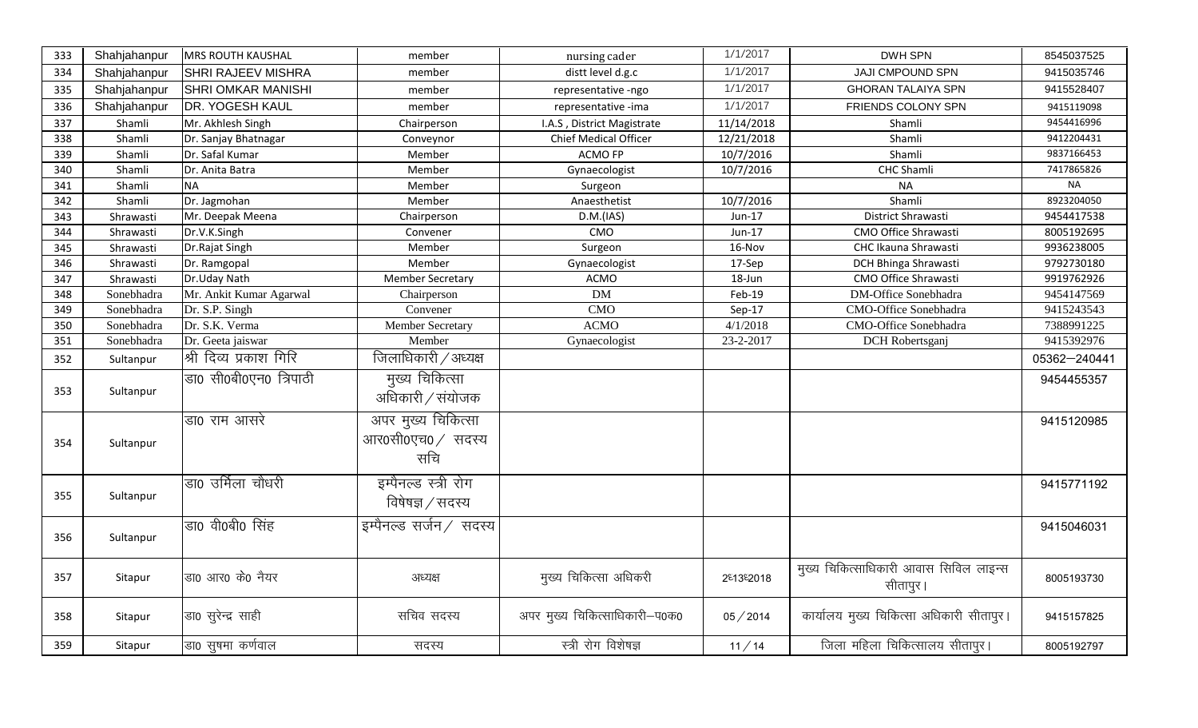| 333 | Shahjahanpur | MRS ROUTH KAUSHAL | member | nursing cader | 1/1/2017 | DWH SPN | 8545037525 |
|---|---|---|---|---|---|---|---|
| 334 | Shahjahanpur | SHRI RAJEEV MISHRA | member | distt level d.g.c | 1/1/2017 | JAJI CMPOUND SPN | 9415035746 |
| 335 | Shahjahanpur | SHRI OMKAR MANISHI | member | representative -ngo | 1/1/2017 | GHORAN TALAIYA SPN | 9415528407 |
| 336 | Shahjahanpur | DR. YOGESH KAUL | member | representative -ima | 1/1/2017 | FRIENDS COLONY SPN | 9415119098 |
| 337 | Shamli | Mr. Akhlesh Singh | Chairperson | I.A.S , District Magistrate | 11/14/2018 | Shamli | 9454416996 |
| 338 | Shamli | Dr. Sanjay Bhatnagar | Conveynor | Chief Medical Officer | 12/21/2018 | Shamli | 9412204431 |
| 339 | Shamli | Dr. Safal Kumar | Member | ACMO FP | 10/7/2016 | Shamli | 9837166453 |
| 340 | Shamli | Dr. Anita Batra | Member | Gynaecologist | 10/7/2016 | CHC Shamli | 7417865826 |
| 341 | Shamli | NA | Member | Surgeon | | NA | NA |
| 342 | Shamli | Dr. Jagmohan | Member | Anaesthetist | 10/7/2016 | Shamli | 8923204050 |
| 343 | Shrawasti | Mr. Deepak Meena | Chairperson | D.M.(IAS) | Jun-17 | District Shrawasti | 9454417538 |
| 344 | Shrawasti | Dr.V.K.Singh | Convener | CMO | Jun-17 | CMO Office Shrawasti | 8005192695 |
| 345 | Shrawasti | Dr.Rajat Singh | Member | Surgeon | 16-Nov | CHC Ikauna Shrawasti | 9936238005 |
| 346 | Shrawasti | Dr. Ramgopal | Member | Gynaecologist | 17-Sep | DCH Bhinga Shrawasti | 9792730180 |
| 347 | Shrawasti | Dr.Uday Nath | Member Secretary | ACMO | 18-Jun | CMO Office Shrawasti | 9919762926 |
| 348 | Sonebhadra | Mr. Ankit Kumar Agarwal | Chairperson | DM | Feb-19 | DM-Office Sonebhadra | 9454147569 |
| 349 | Sonebhadra | Dr. S.P. Singh | Convener | CMO | Sep-17 | CMO-Office Sonebhadra | 9415243543 |
| 350 | Sonebhadra | Dr. S.K. Verma | Member Secretary | ACMO | 4/1/2018 | CMO-Office Sonebhadra | 7388991225 |
| 351 | Sonebhadra | Dr. Geeta jaiswar | Member | Gynaecologist | 23-2-2017 | DCH Robertsganj | 9415392976 |
| 352 | Sultanpur | श्री दिव्य प्रकाश गिरि | जिलाधिकारी / अध्यक्ष | | | | 05362—240441 |
| 353 | Sultanpur | डा0 सी0बी0एन0 त्रिपाठी | मुख्य चिकित्सा अधिकारी / संयोजक | | | | 9454455357 |
| 354 | Sultanpur | डा0 राम आसरे | अपर मुख्य चिकित्सा आर0सी0एच0 / सदस्य सचि | | | | 9415120985 |
| 355 | Sultanpur | डा0 उर्मिला चौधरी | इम्पैनल्ड स्त्री रोग विषेषज्ञ / सदस्य | | | | 9415771192 |
| 356 | Sultanpur | डा0 वी0बी0 सिंह | इम्पैनल्ड सर्जन / सदस्य | | | | 9415046031 |
| 357 | Sitapur | डा0 आर0 के0 नैयर | अध्यक्ष | मुख्य चिकित्सा अधिकरी | 2-13-2018 | मुख्य चिकित्साधिकारी आवास सिविल लाइन्स सीतापुर। | 8005193730 |
| 358 | Sitapur | डा0 सुरेन्द्र साही | सचिव सदस्य | अपर मुख्य चिकित्साधिकारी–प0क0 | 05 / 2014 | कार्यालय मुख्य चिकित्सा अधिकारी सीतापुर। | 9415157825 |
| 359 | Sitapur | डा0 सुषमा कर्णवाल | सदस्य | स्त्री रोग विशेषज्ञ | 11 / 14 | जिला महिला चिकित्सालय सीतापुर। | 8005192797 |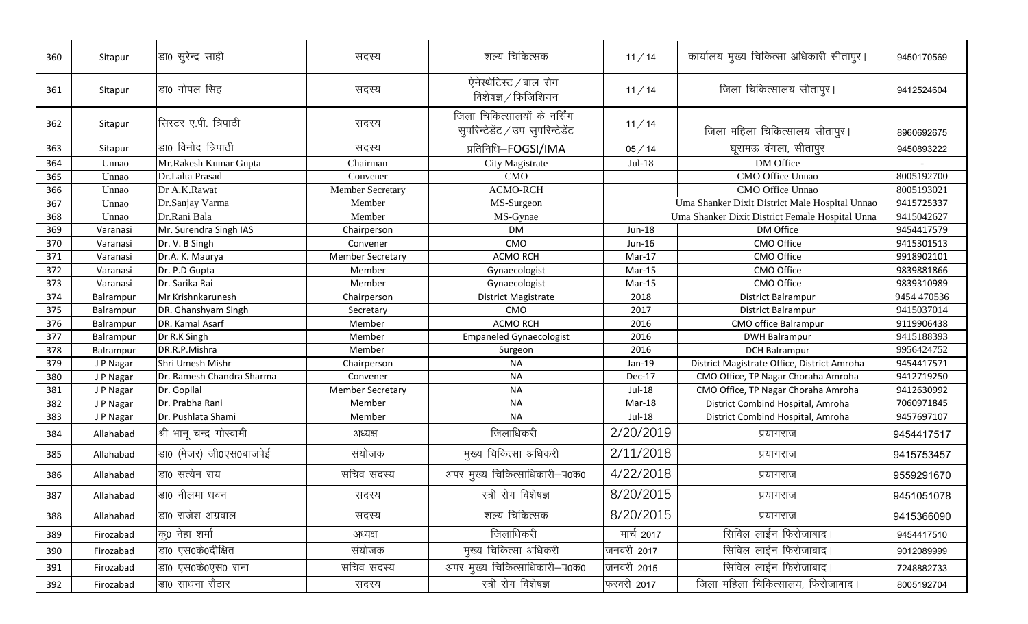| 360 | Sitapur | डा0 सुरेन्द्र साही | सदस्य | शल्य चिकित्सक | 11/14 | कार्यालय मुख्य चिकित्सा अधिकारी सीतापुर। | 9450170569 |
|---|---|---|---|---|---|---|---|
| 361 | Sitapur | डा0 गोपल सिह | सदस्य | ऐनेस्थेटिस्ट/बाल रोग विशेषज्ञ/फिजिशियन | 11/14 | जिला चिकित्सालय सीतापुर। | 9412524604 |
| 362 | Sitapur | सिस्टर ए.पी. त्रिपाठी | सदस्य | जिला चिकित्सालयों के नर्सिंग सुपरिन्टेडेंट/उप सुपरिन्टेडेंट | 11/14 | जिला महिला चिकित्सालय सीतापुर। | 8960692675 |
| 363 | Sitapur | डा0 विनोद त्रिपाठी | सदस्य | प्रतिनिधि–FOGSI/IMA | 05/14 | घूरामऊ बंगला, सीतापुर | 9450893222 |
| 364 | Unnao | Mr.Rakesh Kumar Gupta | Chairman | City Magistrate | Jul-18 | DM Office | - |
| 365 | Unnao | Dr.Lalta Prasad | Convener | CMO | | CMO Office Unnao | 8005192700 |
| 366 | Unnao | Dr A.K.Rawat | Member Secretary | ACMO-RCH | | CMO Office Unnao | 8005193021 |
| 367 | Unnao | Dr.Sanjay Varma | Member | MS-Surgeon | | Uma Shanker Dixit District Male Hospital Unnao | 9415725337 |
| 368 | Unnao | Dr.Rani Bala | Member | MS-Gynae | | Uma Shanker Dixit District Female Hospital Unna | 9415042627 |
| 369 | Varanasi | Mr. Surendra Singh IAS | Chairperson | DM | Jun-18 | DM Office | 9454417579 |
| 370 | Varanasi | Dr. V. B Singh | Convener | CMO | Jun-16 | CMO Office | 9415301513 |
| 371 | Varanasi | Dr.A. K. Maurya | Member Secretary | ACMO RCH | Mar-17 | CMO Office | 9918902101 |
| 372 | Varanasi | Dr. P.D Gupta | Member | Gynaecologist | Mar-15 | CMO Office | 9839881866 |
| 373 | Varanasi | Dr. Sarika Rai | Member | Gynaecologist | Mar-15 | CMO Office | 9839310989 |
| 374 | Balrampur | Mr Krishnkarunesh | Chairperson | District Magistrate | 2018 | District Balrampur | 9454 470536 |
| 375 | Balrampur | DR. Ghanshyam Singh | Secretary | CMO | 2017 | District Balrampur | 9415037014 |
| 376 | Balrampur | DR. Kamal Asarf | Member | ACMO RCH | 2016 | CMO office Balrampur | 9119906438 |
| 377 | Balrampur | Dr R.K Singh | Member | Empaneled Gynaecologist | 2016 | DWH Balrampur | 9415188393 |
| 378 | Balrampur | DR.R.P.Mishra | Member | Surgeon | 2016 | DCH Balrampur | 9956424752 |
| 379 | J P Nagar | Shri Umesh Mishr | Chairperson | NA | Jan-19 | District Magistrate Office, District Amroha | 9454417571 |
| 380 | J P Nagar | Dr. Ramesh Chandra Sharma | Convener | NA | Dec-17 | CMO Office, TP Nagar Choraha Amroha | 9412719250 |
| 381 | J P Nagar | Dr. Gopilal | Member Secretary | NA | Jul-18 | CMO Office, TP Nagar Choraha Amroha | 9412630992 |
| 382 | J P Nagar | Dr. Prabha Rani | Member | NA | Mar-18 | District Combind Hospital, Amroha | 7060971845 |
| 383 | J P Nagar | Dr. Pushlata Shami | Member | NA | Jul-18 | District Combind Hospital, Amroha | 9457697107 |
| 384 | Allahabad | श्री भानू चन्द्र गोस्वामी | अध्यक्ष | जिलाधिकरी | 2/20/2019 | प्रयागराज | 9454417517 |
| 385 | Allahabad | डा0 (मेजर) जी0एस0बाजपेई | संयोजक | मुख्य चिकित्सा अधिकरी | 2/11/2018 | प्रयागराज | 9415753457 |
| 386 | Allahabad | डा0 सत्येन राय | सचिव सदस्य | अपर मुख्य चिकित्साधिकारी–प0क0 | 4/22/2018 | प्रयागराज | 9559291670 |
| 387 | Allahabad | डा0 नीलमा धवन | सदस्य | स्त्री रोग विशेषज्ञ | 8/20/2015 | प्रयागराज | 9451051078 |
| 388 | Allahabad | डा0 राजेश अग्रवाल | सदस्य | शल्य चिकित्सक | 8/20/2015 | प्रयागराज | 9415366090 |
| 389 | Firozabad | कु0 नेहा शर्मा | अध्यक्ष | जिलाधिकरी | मार्च 2017 | सिविल लाईन फिरोजाबाद। | 9454417510 |
| 390 | Firozabad | डा0 एस0के0दीक्षित | संयोजक | मुख्य चिकित्सा अधिकरी | जनवरी 2017 | सिविल लाईन फिरोजाबाद। | 9012089999 |
| 391 | Firozabad | डा0 एस0के0एस0 राना | सचिव सदस्य | अपर मुख्य चिकित्साधिकारी–प0क0 | जनवरी 2015 | सिविल लाईन फिरोजाबाद। | 7248882733 |
| 392 | Firozabad | डा0 साधना रौठार | सदस्य | स्त्री रोग विशेषज्ञ | फरवरी 2017 | जिला महिला चिकित्सालय, फिरोजाबाद। | 8005192704 |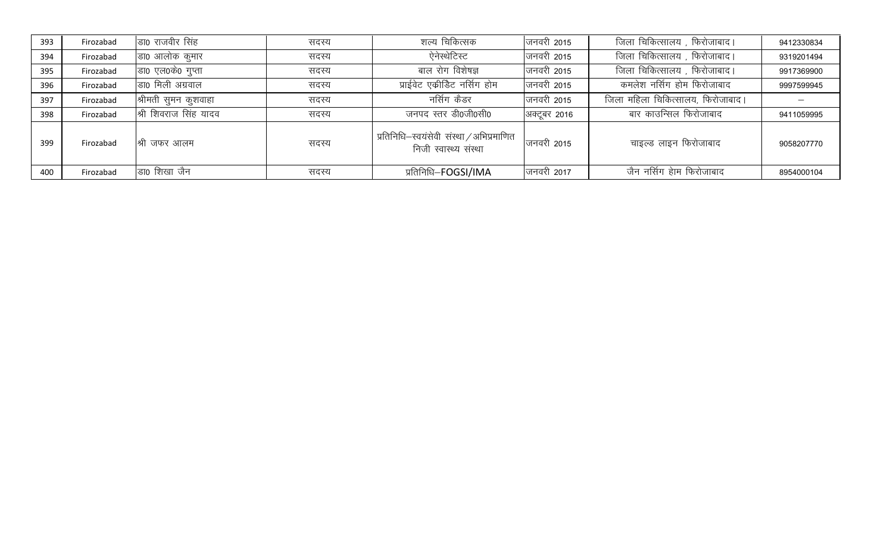| | | | | | | | |
|---|---|---|---|---|---|---|---|
| 393 | Firozabad | डा0 राजवीर सिंह | सदस्य | शल्य चिकित्सक | जनवरी 2015 | जिला चिकित्सालय , फिरोजाबाद। | 9412330834 |
| 394 | Firozabad | डा0 आलोक कुमार | सदस्य | ऐनेस्थेटिस्ट | जनवरी 2015 | जिला चिकित्सालय , फिरोजाबाद। | 9319201494 |
| 395 | Firozabad | डा0 एल0के0 गुप्ता | सदस्य | बाल रोग विशेषज्ञ | जनवरी 2015 | जिला चिकित्सालय , फिरोजाबाद। | 9917369900 |
| 396 | Firozabad | डा0 मिली अग्रवाल | सदस्य | प्राईवेट एक्रीडिट नर्सिंग होम | जनवरी 2015 | कमलेश नर्सिंग होम फिरोजाबाद | 9997599945 |
| 397 | Firozabad | श्रीमती सुमन कुशवाहा | सदस्य | नर्सिंग कैडर | जनवरी 2015 | जिला महिला चिकित्सालय, फिरोजाबाद। | – |
| 398 | Firozabad | श्री शिवराज सिंह यादव | सदस्य | जनपद स्तर डी0जी0सी0 | अक्टूबर 2016 | बार काउन्सिल फिरोजाबाद | 9411059995 |
| 399 | Firozabad | श्री जफर आलम | सदस्य | प्रतिनिधि–स्वयंसेवी संस्था/अभिप्रमाणित निजी स्वास्थ्य संस्था | जनवरी 2015 | चाइल्ड लाइन फिरोजाबाद | 9058207770 |
| 400 | Firozabad | डा0 शिखा जैन | सदस्य | प्रतिनिधि–FOGSI/IMA | जनवरी 2017 | जैन नर्सिंग हेाम फिरोजाबाद | 8954000104 |